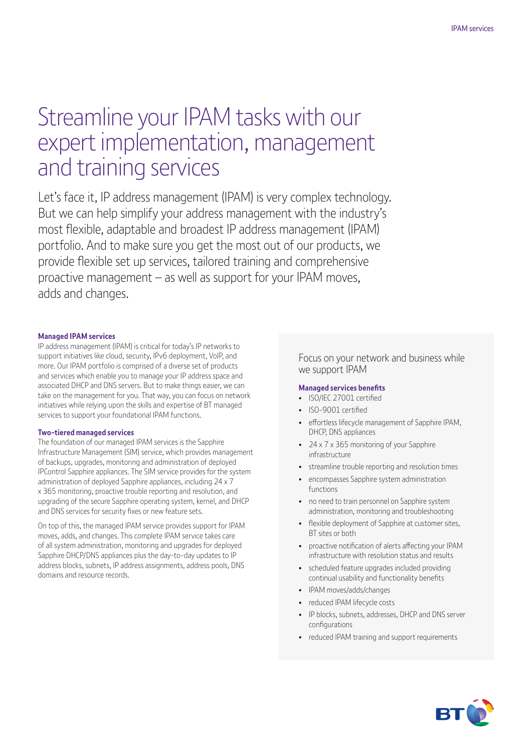# Streamline your IPAM tasks with our expert implementation, management and training services

Let's face it, IP address management (IPAM) is very complex technology. But we can help simplify your address management with the industry's most flexible, adaptable and broadest IP address management (IPAM) portfolio. And to make sure you get the most out of our products, we provide flexible set up services, tailored training and comprehensive proactive management – as well as support for your IPAM moves, adds and changes.

**Managed IPAM services**

IP address management (IPAM) is critical for today's IP networks to support initiatives like cloud, security, IPv6 deployment, VoIP, and more. Our IPAM portfolio is comprised of a diverse set of products and services which enable you to manage your IP address space and associated DHCP and DNS servers. But to make things easier, we can take on the management for you. That way, you can focus on network initiatives while relying upon the skills and expertise of BT managed services to support your foundational IPAM functions.

**Two-tiered managed services**

The foundation of our managed IPAM services is the Sapphire Infrastructure Management (SIM) service, which provides management of backups, upgrades, monitoring and administration of deployed IPControl Sapphire appliances. The SIM service provides for the system administration of deployed Sapphire appliances, including 24 x 7 x 365 monitoring, proactive trouble reporting and resolution, and upgrading of the secure Sapphire operating system, kernel, and DHCP and DNS services for security fixes or new feature sets.

On top of this, the managed IPAM service provides support for IPAM moves, adds, and changes. This complete IPAM service takes care of all system administration, monitoring and upgrades for deployed Sapphire DHCP/DNS appliances plus the day-to-day updates to IP address blocks, subnets, IP address assignments, address pools, DNS domains and resource records.

## Focus on your network and business while we support IPAM

**Managed services benefits**

- ISO/IEC 27001 certified
- ISO-9001 certified
- effortless lifecycle management of Sapphire IPAM, DHCP, DNS appliances
- 24 x 7 x 365 monitoring of your Sapphire infrastructure
- streamline trouble reporting and resolution times
- encompasses Sapphire system administration functions
- no need to train personnel on Sapphire system administration, monitoring and troubleshooting
- flexible deployment of Sapphire at customer sites, BT sites or both
- proactive notification of alerts affecting your IPAM infrastructure with resolution status and results
- scheduled feature upgrades included providing continual usability and functionality benefits
- IPAM moves/adds/changes
- reduced IPAM lifecycle costs
- IP blocks, subnets, addresses, DHCP and DNS server configurations
- reduced IPAM training and support requirements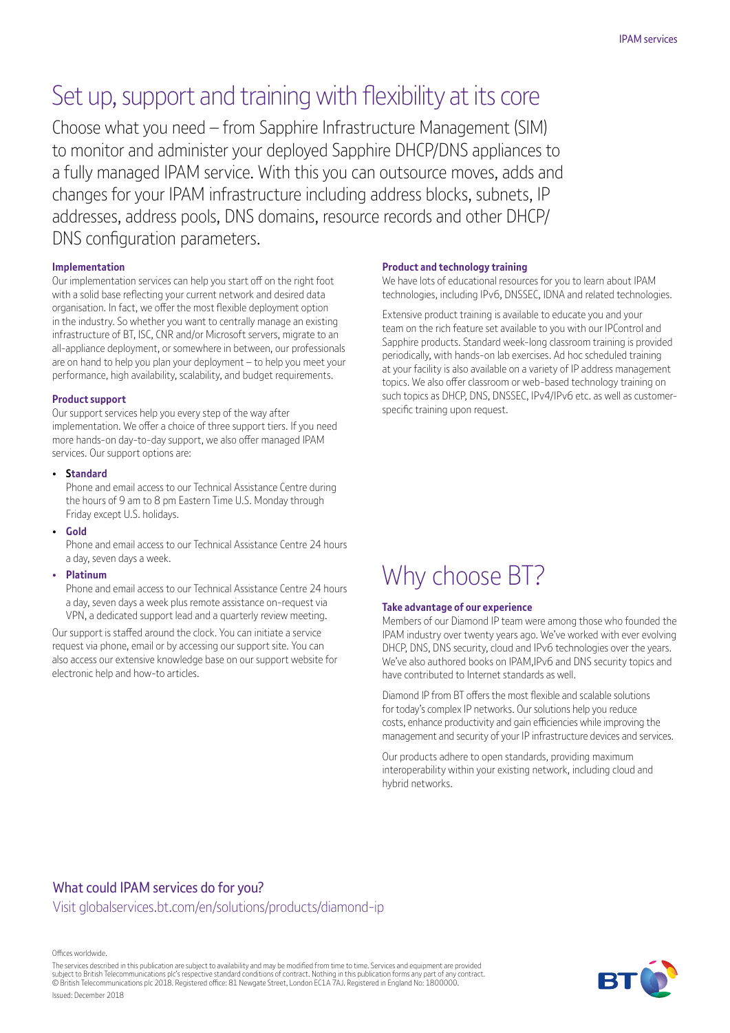# Set up, support and training with flexibility at its core

Choose what you need – from Sapphire Infrastructure Management (SIM) to monitor and administer your deployed Sapphire DHCP/DNS appliances to a fully managed IPAM service. With this you can outsource moves, adds and changes for your IPAM infrastructure including address blocks, subnets, IP addresses, address pools, DNS domains, resource records and other DHCP/DNS configuration parameters.

### Implementation

Our implementation services can help you start off on the right foot with a solid base reflecting your current network and desired data organisation. In fact, we offer the most flexible deployment option in the industry. So whether you want to centrally manage an existing infrastructure of BT, ISC, CNR and/or Microsoft servers, migrate to an all-appliance deployment, or somewhere in between, our professionals are on hand to help you plan your deployment – to help you meet your performance, high availability, scalability, and budget requirements.

### Product support

Our support services help you every step of the way after implementation. We offer a choice of three support tiers. If you need more hands-on day-to-day support, we also offer managed IPAM services. Our support options are:

- **Standard**
  Phone and email access to our Technical Assistance Centre during the hours of 9 am to 8 pm Eastern Time U.S. Monday through Friday except U.S. holidays.
- **Gold**
  Phone and email access to our Technical Assistance Centre 24 hours a day, seven days a week.
- **Platinum**
  Phone and email access to our Technical Assistance Centre 24 hours a day, seven days a week plus remote assistance on-request via VPN, a dedicated support lead and a quarterly review meeting.

Our support is staffed around the clock. You can initiate a service request via phone, email or by accessing our support site. You can also access our extensive knowledge base on our support website for electronic help and how-to articles.

### Product and technology training

We have lots of educational resources for you to learn about IPAM technologies, including IPv6, DNSSEC, IDNA and related technologies.

Extensive product training is available to educate you and your team on the rich feature set available to you with our IPControl and Sapphire products. Standard week-long classroom training is provided periodically, with hands-on lab exercises. Ad hoc scheduled training at your facility is also available on a variety of IP address management topics. We also offer classroom or web-based technology training on such topics as DHCP, DNS, DNSSEC, IPv4/IPv6 etc. as well as customer-specific training upon request.

# Why choose BT?

### Take advantage of our experience

Members of our Diamond IP team were among those who founded the IPAM industry over twenty years ago. We've worked with ever evolving DHCP, DNS, DNS security, cloud and IPv6 technologies over the years. We've also authored books on IPAM,IPv6 and DNS security topics and have contributed to Internet standards as well.

Diamond IP from BT offers the most flexible and scalable solutions for today's complex IP networks. Our solutions help you reduce costs, enhance productivity and gain efficiencies while improving the management and security of your IP infrastructure devices and services.

Our products adhere to open standards, providing maximum interoperability within your existing network, including cloud and hybrid networks.

## What could IPAM services do for you?

Visit globalservices.bt.com/en/solutions/products/diamond-ip

Offices worldwide.

The services described in this publication are subject to availability and may be modified from time to time. Services and equipment are provided subject to British Telecommunications plc's respective standard conditions of contract. Nothing in this publication forms any part of any contract.
© British Telecommunications plc 2018. Registered office: 81 Newgate Street, London EC1A 7AJ. Registered in England No: 1800000.

Issued: December 2018